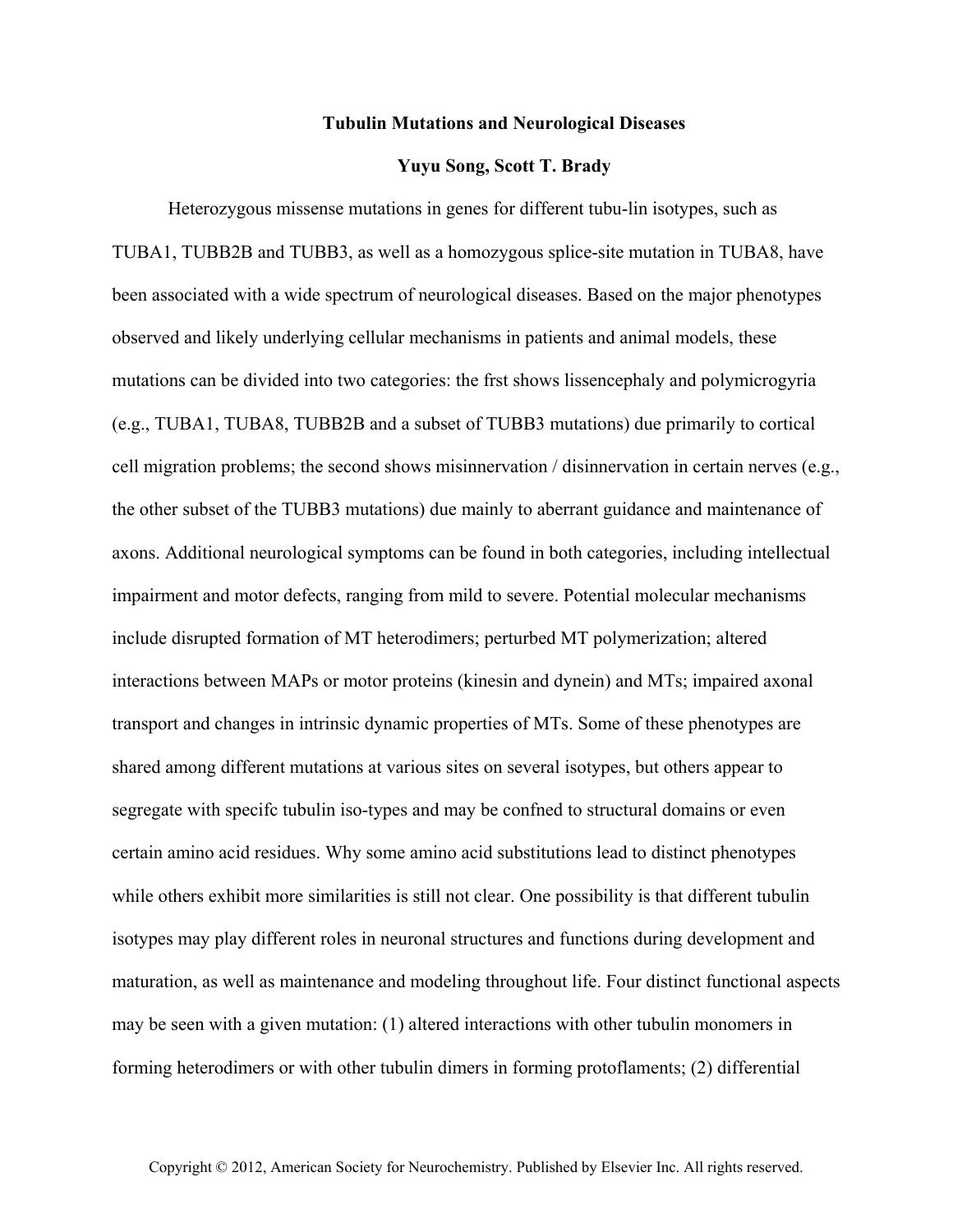**Tubulin Mutations and Neurological Diseases**

**Yuyu Song, Scott T. Brady**

Heterozygous missense mutations in genes for different tubu-lin isotypes, such as TUBA1, TUBB2B and TUBB3, as well as a homozygous splice-site mutation in TUBA8, have been associated with a wide spectrum of neurological diseases. Based on the major phenotypes observed and likely underlying cellular mechanisms in patients and animal models, these mutations can be divided into two categories: the frst shows lissencephaly and polymicrogyria (e.g., TUBA1, TUBA8, TUBB2B and a subset of TUBB3 mutations) due primarily to cortical cell migration problems; the second shows misinnervation / disinnervation in certain nerves (e.g., the other subset of the TUBB3 mutations) due mainly to aberrant guidance and maintenance of axons. Additional neurological symptoms can be found in both categories, including intellectual impairment and motor defects, ranging from mild to severe. Potential molecular mechanisms include disrupted formation of MT heterodimers; perturbed MT polymerization; altered interactions between MAPs or motor proteins (kinesin and dynein) and MTs; impaired axonal transport and changes in intrinsic dynamic properties of MTs. Some of these phenotypes are shared among different mutations at various sites on several isotypes, but others appear to segregate with specifc tubulin iso-types and may be confned to structural domains or even certain amino acid residues. Why some amino acid substitutions lead to distinct phenotypes while others exhibit more similarities is still not clear. One possibility is that different tubulin isotypes may play different roles in neuronal structures and functions during development and maturation, as well as maintenance and modeling throughout life. Four distinct functional aspects may be seen with a given mutation: (1) altered interactions with other tubulin monomers in forming heterodimers or with other tubulin dimers in forming protoflaments; (2) differential

Copyright © 2012, American Society for Neurochemistry. Published by Elsevier Inc. All rights reserved.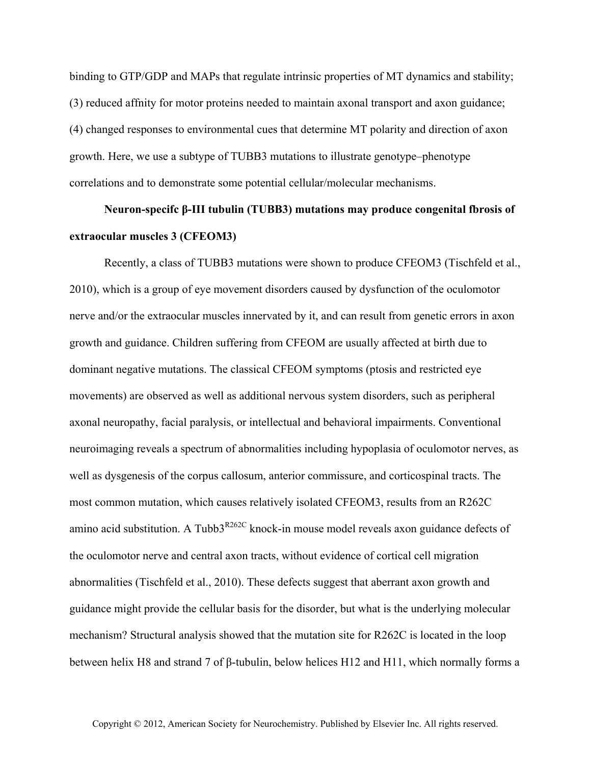binding to GTP/GDP and MAPs that regulate intrinsic properties of MT dynamics and stability; (3) reduced affnity for motor proteins needed to maintain axonal transport and axon guidance; (4) changed responses to environmental cues that determine MT polarity and direction of axon growth. Here, we use a subtype of TUBB3 mutations to illustrate genotype–phenotype correlations and to demonstrate some potential cellular/molecular mechanisms.

**Neuron-specifc β-III tubulin (TUBB3) mutations may produce congenital fbrosis of extraocular muscles 3 (CFEOM3)**

Recently, a class of TUBB3 mutations were shown to produce CFEOM3 (Tischfeld et al., 2010), which is a group of eye movement disorders caused by dysfunction of the oculomotor nerve and/or the extraocular muscles innervated by it, and can result from genetic errors in axon growth and guidance. Children suffering from CFEOM are usually affected at birth due to dominant negative mutations. The classical CFEOM symptoms (ptosis and restricted eye movements) are observed as well as additional nervous system disorders, such as peripheral axonal neuropathy, facial paralysis, or intellectual and behavioral impairments. Conventional neuroimaging reveals a spectrum of abnormalities including hypoplasia of oculomotor nerves, as well as dysgenesis of the corpus callosum, anterior commissure, and corticospinal tracts. The most common mutation, which causes relatively isolated CFEOM3, results from an R262C amino acid substitution. A Tubb3$^{R262C}$ knock-in mouse model reveals axon guidance defects of the oculomotor nerve and central axon tracts, without evidence of cortical cell migration abnormalities (Tischfeld et al., 2010). These defects suggest that aberrant axon growth and guidance might provide the cellular basis for the disorder, but what is the underlying molecular mechanism? Structural analysis showed that the mutation site for R262C is located in the loop between helix H8 and strand 7 of β-tubulin, below helices H12 and H11, which normally forms a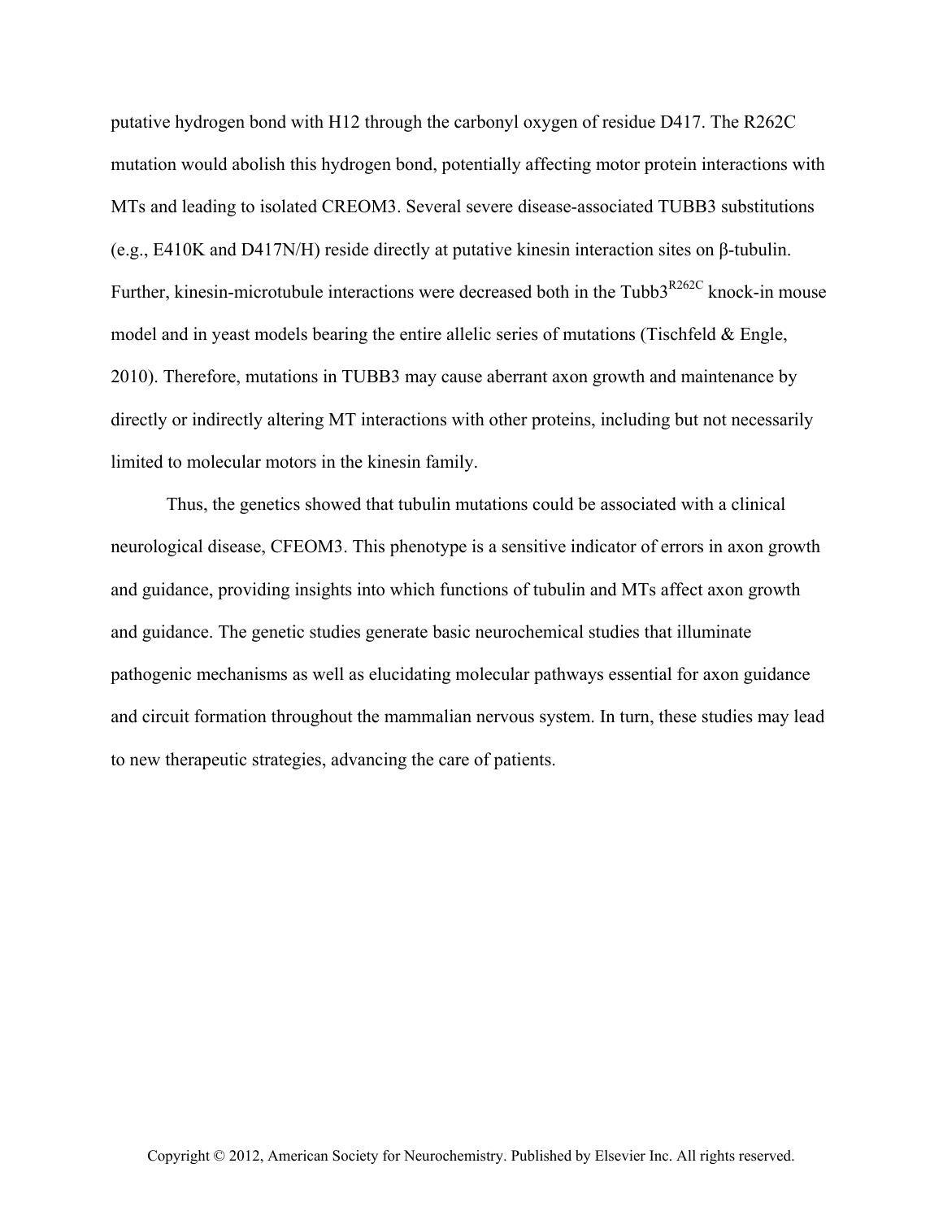putative hydrogen bond with H12 through the carbonyl oxygen of residue D417. The R262C mutation would abolish this hydrogen bond, potentially affecting motor protein interactions with MTs and leading to isolated CREOM3. Several severe disease-associated TUBB3 substitutions (e.g., E410K and D417N/H) reside directly at putative kinesin interaction sites on β-tubulin. Further, kinesin-microtubule interactions were decreased both in the Tubb3$^{R262C}$ knock-in mouse model and in yeast models bearing the entire allelic series of mutations (Tischfeld & Engle, 2010). Therefore, mutations in TUBB3 may cause aberrant axon growth and maintenance by directly or indirectly altering MT interactions with other proteins, including but not necessarily limited to molecular motors in the kinesin family.

Thus, the genetics showed that tubulin mutations could be associated with a clinical neurological disease, CFEOM3. This phenotype is a sensitive indicator of errors in axon growth and guidance, providing insights into which functions of tubulin and MTs affect axon growth and guidance. The genetic studies generate basic neurochemical studies that illuminate pathogenic mechanisms as well as elucidating molecular pathways essential for axon guidance and circuit formation throughout the mammalian nervous system. In turn, these studies may lead to new therapeutic strategies, advancing the care of patients.

Copyright © 2012, American Society for Neurochemistry. Published by Elsevier Inc. All rights reserved.